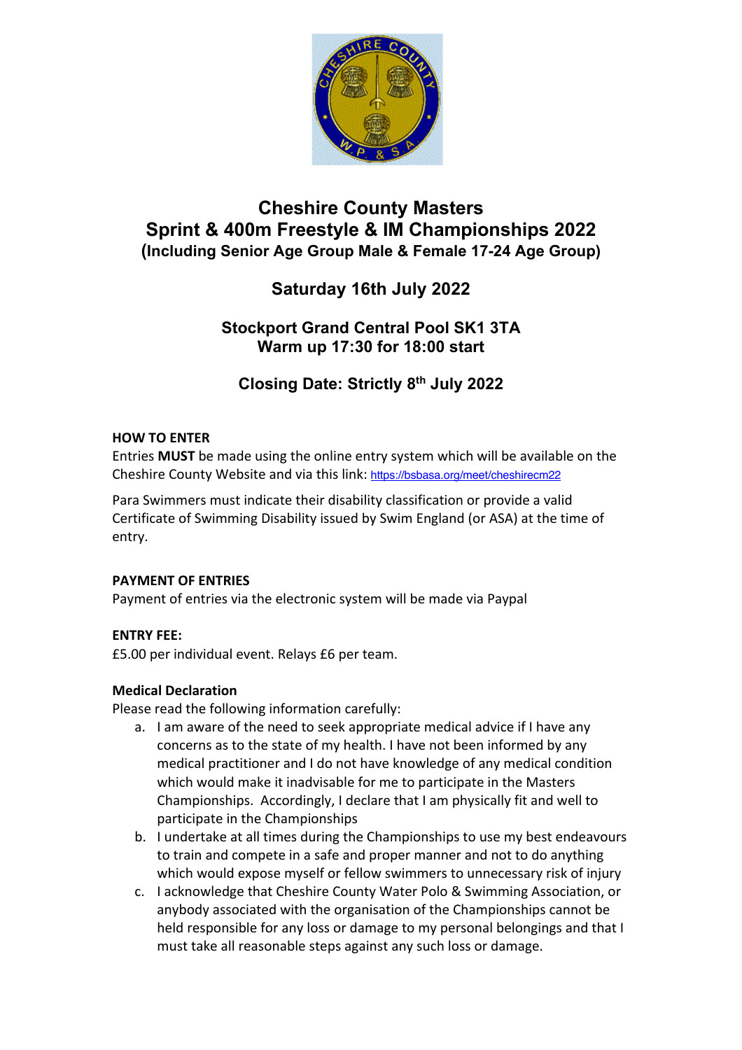# Cheshire County Masters
# Sprint & 400m Freestyle & IM Championships 2022
### (Including Senior Age Group Male & Female 17-24 Age Group)

## Saturday 16th July 2022

### Stockport Grand Central Pool SK1 3TA
### Warm up 17:30 for 18:00 start

### Closing Date: Strictly 8th July 2022

**HOW TO ENTER**

Entries **MUST** be made using the online entry system which will be available on the Cheshire County Website and via this link: https://bsbasa.org/meet/cheshirecm22

Para Swimmers must indicate their disability classification or provide a valid Certificate of Swimming Disability issued by Swim England (or ASA) at the time of entry.

**PAYMENT OF ENTRIES**

Payment of entries via the electronic system will be made via Paypal

**ENTRY FEE:**

£5.00 per individual event. Relays £6 per team.

**Medical Declaration**

Please read the following information carefully:

a. I am aware of the need to seek appropriate medical advice if I have any concerns as to the state of my health. I have not been informed by any medical practitioner and I do not have knowledge of any medical condition which would make it inadvisable for me to participate in the Masters Championships. Accordingly, I declare that I am physically fit and well to participate in the Championships
b. I undertake at all times during the Championships to use my best endeavours to train and compete in a safe and proper manner and not to do anything which would expose myself or fellow swimmers to unnecessary risk of injury
c. I acknowledge that Cheshire County Water Polo & Swimming Association, or anybody associated with the organisation of the Championships cannot be held responsible for any loss or damage to my personal belongings and that I must take all reasonable steps against any such loss or damage.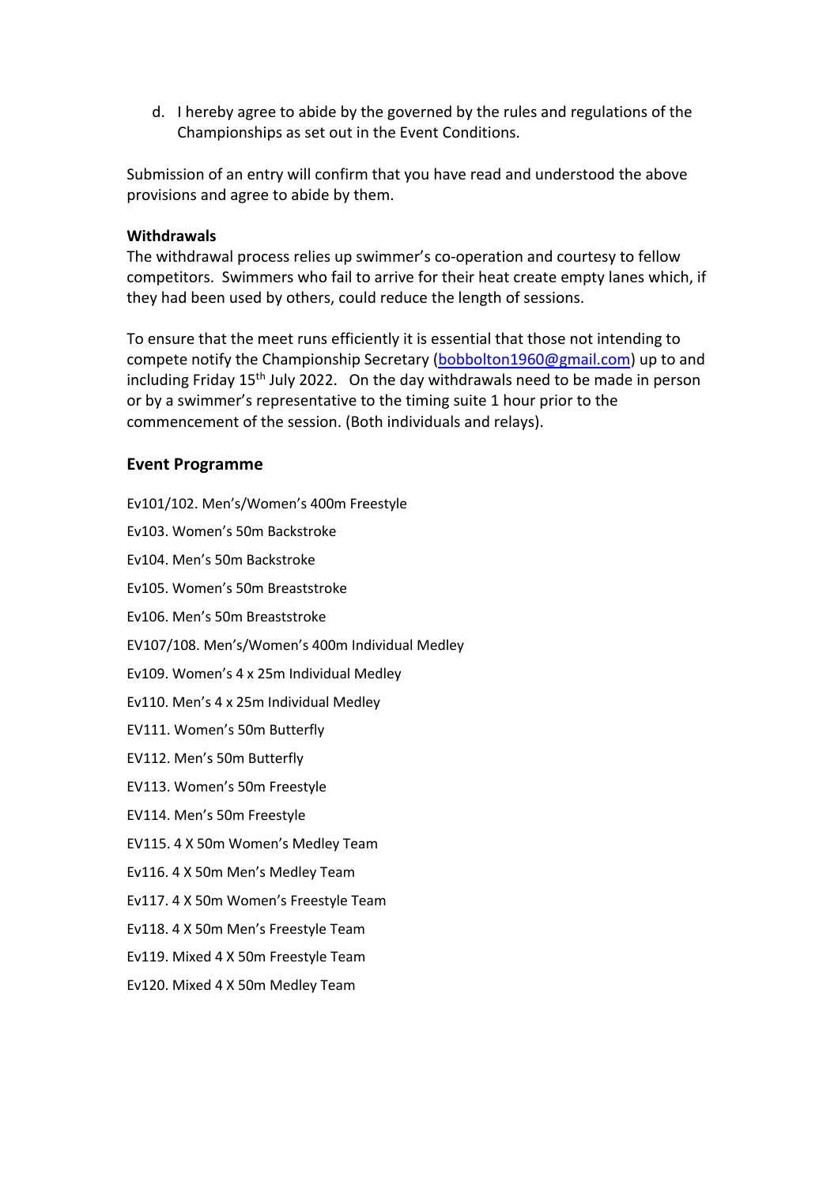d. I hereby agree to abide by the governed by the rules and regulations of the Championships as set out in the Event Conditions.

Submission of an entry will confirm that you have read and understood the above provisions and agree to abide by them.

**Withdrawals**

The withdrawal process relies up swimmer's co-operation and courtesy to fellow competitors. Swimmers who fail to arrive for their heat create empty lanes which, if they had been used by others, could reduce the length of sessions.

To ensure that the meet runs efficiently it is essential that those not intending to compete notify the Championship Secretary (bobbolton1960@gmail.com) up to and including Friday 15th July 2022. On the day withdrawals need to be made in person or by a swimmer's representative to the timing suite 1 hour prior to the commencement of the session. (Both individuals and relays).

## Event Programme

Ev101/102. Men's/Women's 400m Freestyle

Ev103. Women's 50m Backstroke

Ev104. Men's 50m Backstroke

Ev105. Women's 50m Breaststroke

Ev106. Men's 50m Breaststroke

EV107/108. Men's/Women's 400m Individual Medley

Ev109. Women's 4 x 25m Individual Medley

Ev110. Men's 4 x 25m Individual Medley

EV111. Women's 50m Butterfly

EV112. Men's 50m Butterfly

EV113. Women's 50m Freestyle

EV114. Men's 50m Freestyle

EV115. 4 X 50m Women's Medley Team

Ev116. 4 X 50m Men's Medley Team

Ev117. 4 X 50m Women's Freestyle Team

Ev118. 4 X 50m Men's Freestyle Team

Ev119. Mixed 4 X 50m Freestyle Team

Ev120. Mixed 4 X 50m Medley Team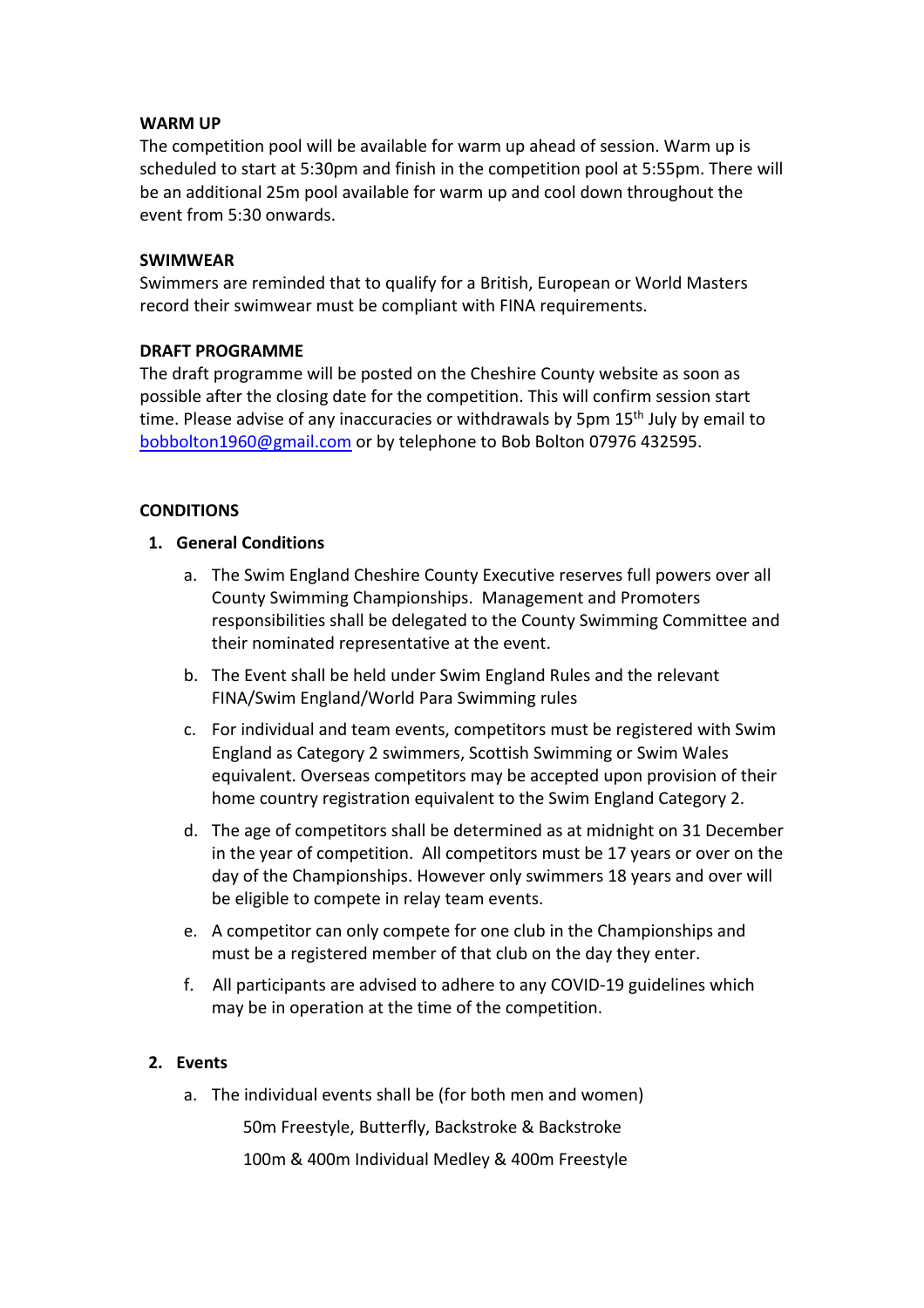**WARM UP**

The competition pool will be available for warm up ahead of session. Warm up is scheduled to start at 5:30pm and finish in the competition pool at 5:55pm. There will be an additional 25m pool available for warm up and cool down throughout the event from 5:30 onwards.

**SWIMWEAR**

Swimmers are reminded that to qualify for a British, European or World Masters record their swimwear must be compliant with FINA requirements.

**DRAFT PROGRAMME**

The draft programme will be posted on the Cheshire County website as soon as possible after the closing date for the competition. This will confirm session start time. Please advise of any inaccuracies or withdrawals by 5pm 15th July by email to bobbolton1960@gmail.com or by telephone to Bob Bolton 07976 432595.

**CONDITIONS**

1. **General Conditions**

   a. The Swim England Cheshire County Executive reserves full powers over all County Swimming Championships. Management and Promoters responsibilities shall be delegated to the County Swimming Committee and their nominated representative at the event.

   b. The Event shall be held under Swim England Rules and the relevant FINA/Swim England/World Para Swimming rules

   c. For individual and team events, competitors must be registered with Swim England as Category 2 swimmers, Scottish Swimming or Swim Wales equivalent. Overseas competitors may be accepted upon provision of their home country registration equivalent to the Swim England Category 2.

   d. The age of competitors shall be determined as at midnight on 31 December in the year of competition. All competitors must be 17 years or over on the day of the Championships. However only swimmers 18 years and over will be eligible to compete in relay team events.

   e. A competitor can only compete for one club in the Championships and must be a registered member of that club on the day they enter.

   f. All participants are advised to adhere to any COVID-19 guidelines which may be in operation at the time of the competition.

2. **Events**

   a. The individual events shall be (for both men and women)

      50m Freestyle, Butterfly, Backstroke & Backstroke

      100m & 400m Individual Medley & 400m Freestyle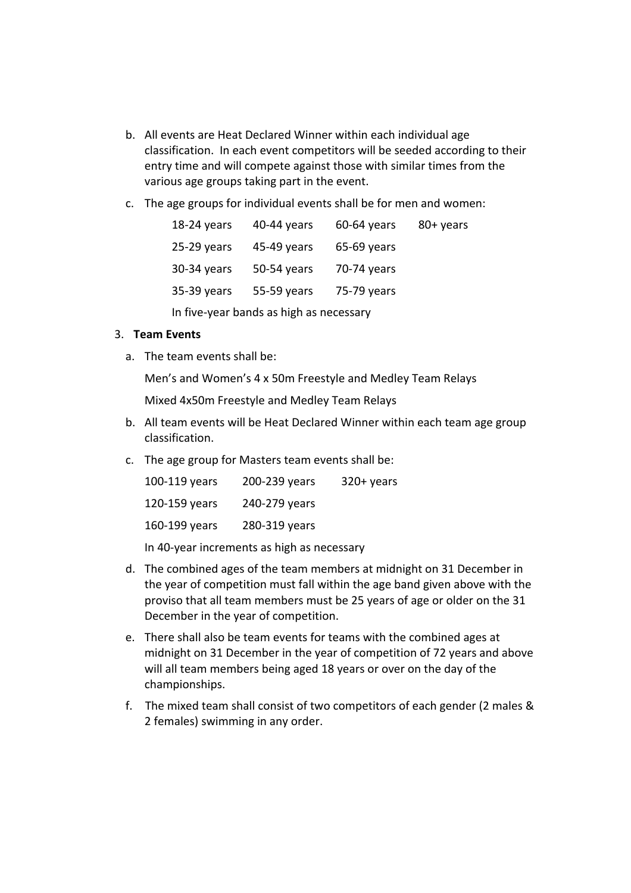b. All events are Heat Declared Winner within each individual age classification. In each event competitors will be seeded according to their entry time and will compete against those with similar times from the various age groups taking part in the event.

c. The age groups for individual events shall be for men and women:

| | | | |
|---|---|---|---|
| 18-24 years | 40-44 years | 60-64 years | 80+ years |
| 25-29 years | 45-49 years | 65-69 years | |
| 30-34 years | 50-54 years | 70-74 years | |
| 35-39 years | 55-59 years | 75-79 years | |

In five-year bands as high as necessary

3. **Team Events**

a. The team events shall be:

Men's and Women's 4 x 50m Freestyle and Medley Team Relays

Mixed 4x50m Freestyle and Medley Team Relays

b. All team events will be Heat Declared Winner within each team age group classification.

c. The age group for Masters team events shall be:

| | | |
|---|---|---|
| 100-119 years | 200-239 years | 320+ years |
| 120-159 years | 240-279 years | |
| 160-199 years | 280-319 years | |

In 40-year increments as high as necessary

d. The combined ages of the team members at midnight on 31 December in the year of competition must fall within the age band given above with the proviso that all team members must be 25 years of age or older on the 31 December in the year of competition.

e. There shall also be team events for teams with the combined ages at midnight on 31 December in the year of competition of 72 years and above will all team members being aged 18 years or over on the day of the championships.

f. The mixed team shall consist of two competitors of each gender (2 males & 2 females) swimming in any order.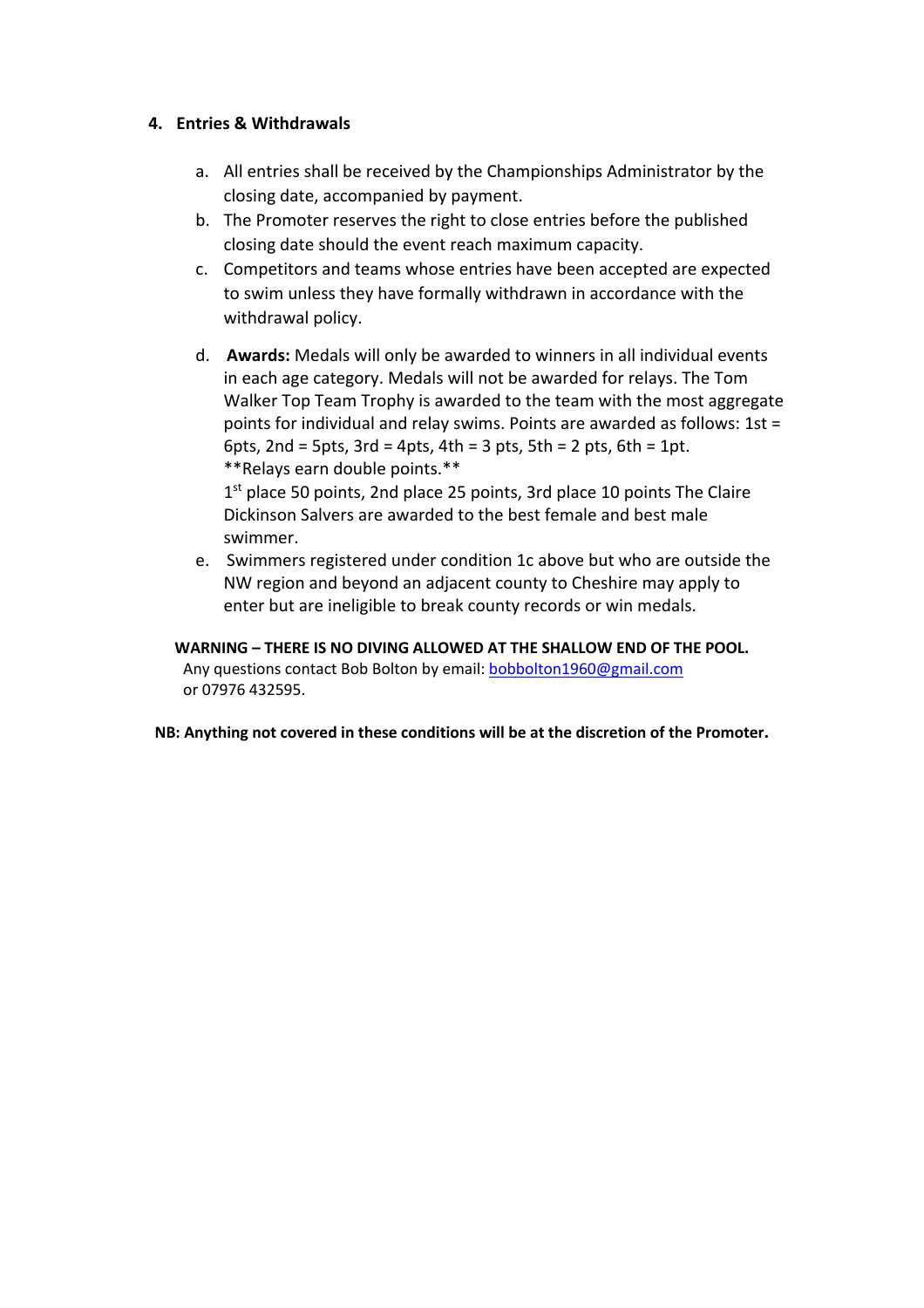## 4. Entries & Withdrawals

a. All entries shall be received by the Championships Administrator by the closing date, accompanied by payment.

b. The Promoter reserves the right to close entries before the published closing date should the event reach maximum capacity.

c. Competitors and teams whose entries have been accepted are expected to swim unless they have formally withdrawn in accordance with the withdrawal policy.

d. **Awards:** Medals will only be awarded to winners in all individual events in each age category. Medals will not be awarded for relays. The Tom Walker Top Team Trophy is awarded to the team with the most aggregate points for individual and relay swims. Points are awarded as follows: 1st = 6pts, 2nd = 5pts, 3rd = 4pts, 4th = 3 pts, 5th = 2 pts, 6th = 1pt.
**Relays earn double points.**
1st place 50 points, 2nd place 25 points, 3rd place 10 points The Claire Dickinson Salvers are awarded to the best female and best male swimmer.

e. Swimmers registered under condition 1c above but who are outside the NW region and beyond an adjacent county to Cheshire may apply to enter but are ineligible to break county records or win medals.

**WARNING – THERE IS NO DIVING ALLOWED AT THE SHALLOW END OF THE POOL.**
Any questions contact Bob Bolton by email: bobbolton1960@gmail.com
or 07976 432595.

**NB: Anything not covered in these conditions will be at the discretion of the Promoter.**